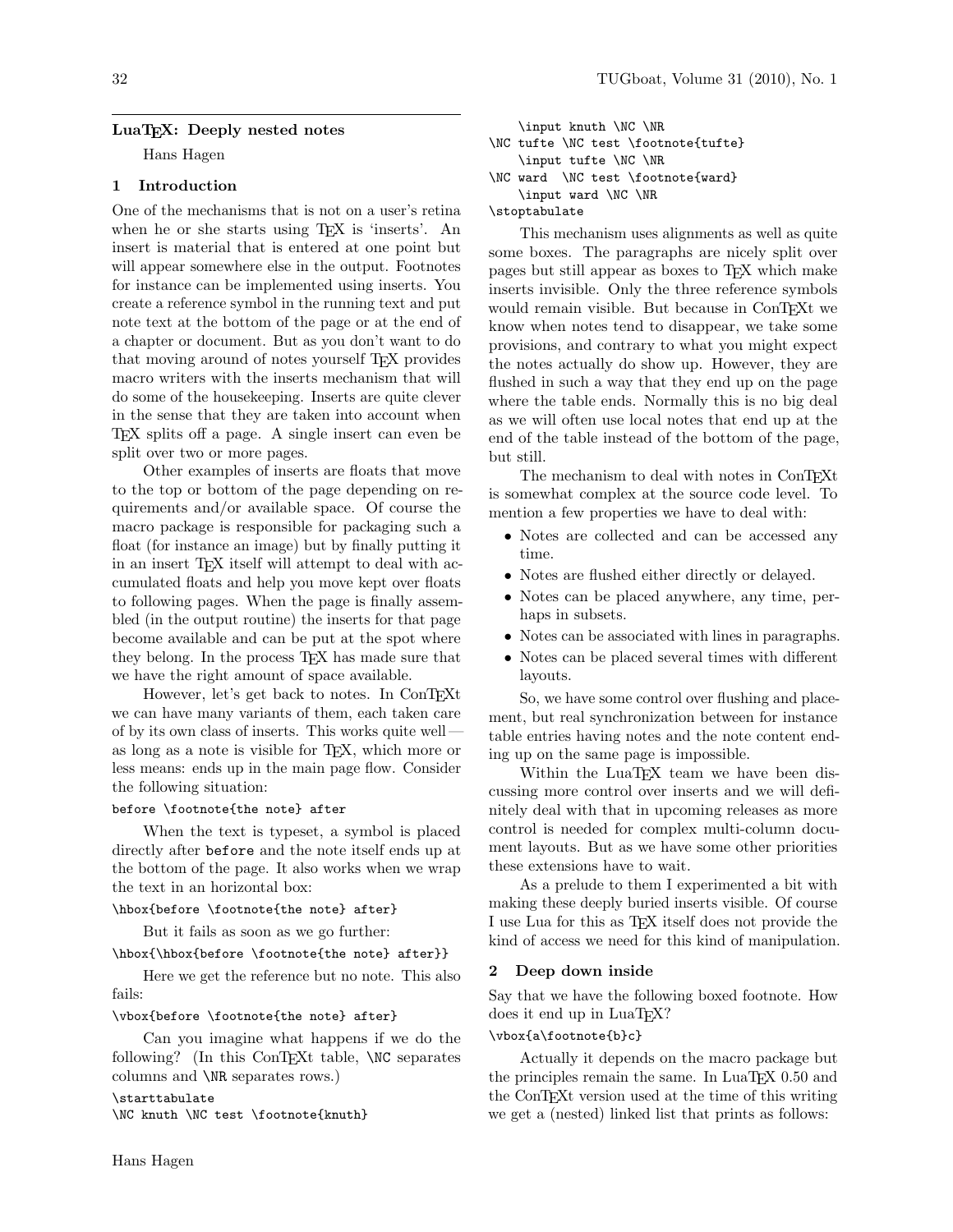## LuaTeX: Deeply nested notes

Hans Hagen

### 1 Introduction

One of the mechanisms that is not on a user's retina when he or she starts using TeX is 'inserts'. An insert is material that is entered at one point but will appear somewhere else in the output. Footnotes for instance can be implemented using inserts. You create a reference symbol in the running text and put note text at the bottom of the page or at the end of a chapter or document. But as you don't want to do that moving around of notes yourself TeX provides macro writers with the inserts mechanism that will do some of the housekeeping. Inserts are quite clever in the sense that they are taken into account when TeX splits off a page. A single insert can even be split over two or more pages.

Other examples of inserts are floats that move to the top or bottom of the page depending on requirements and/or available space. Of course the macro package is responsible for packaging such a float (for instance an image) but by finally putting it in an insert TeX itself will attempt to deal with accumulated floats and help you move kept over floats to following pages. When the page is finally assembled (in the output routine) the inserts for that page become available and can be put at the spot where they belong. In the process TeX has made sure that we have the right amount of space available.

However, let's get back to notes. In ConTeXt we can have many variants of them, each taken care of by its own class of inserts. This works quite well — as long as a note is visible for TeX, which more or less means: ends up in the main page flow. Consider the following situation:

```
before \footnote{the note} after
```

When the text is typeset, a symbol is placed directly after `before` and the note itself ends up at the bottom of the page. It also works when we wrap the text in an horizontal box:

```
\hbox{before \footnote{the note} after}
```

But it fails as soon as we go further:

```
\hbox{\hbox{before \footnote{the note} after}}
```

Here we get the reference but no note. This also fails:

```
\vbox{before \footnote{the note} after}
```

Can you imagine what happens if we do the following? (In this ConTeXt table, `\NC` separates columns and `\NR` separates rows.)

```
\starttabulate
\NC knuth \NC test \footnote{knuth}
    \input knuth \NC \NR
\NC tufte \NC test \footnote{tufte}
    \input tufte \NC \NR
\NC ward  \NC test \footnote{ward}
    \input ward \NC \NR
\stoptabulate
```

This mechanism uses alignments as well as quite some boxes. The paragraphs are nicely split over pages but still appear as boxes to TeX which make inserts invisible. Only the three reference symbols would remain visible. But because in ConTeXt we know when notes tend to disappear, we take some provisions, and contrary to what you might expect the notes actually do show up. However, they are flushed in such a way that they end up on the page where the table ends. Normally this is no big deal as we will often use local notes that end up at the end of the table instead of the bottom of the page, but still.

The mechanism to deal with notes in ConTeXt is somewhat complex at the source code level. To mention a few properties we have to deal with:

- Notes are collected and can be accessed any time.
- Notes are flushed either directly or delayed.
- Notes can be placed anywhere, any time, perhaps in subsets.
- Notes can be associated with lines in paragraphs.
- Notes can be placed several times with different layouts.

So, we have some control over flushing and placement, but real synchronization between for instance table entries having notes and the note content ending up on the same page is impossible.

Within the LuaTeX team we have been discussing more control over inserts and we will definitely deal with that in upcoming releases as more control is needed for complex multi-column document layouts. But as we have some other priorities these extensions have to wait.

As a prelude to them I experimented a bit with making these deeply buried inserts visible. Of course I use Lua for this as TeX itself does not provide the kind of access we need for this kind of manipulation.

### 2 Deep down inside

Say that we have the following boxed footnote. How does it end up in LuaTeX?

```
\vbox{a\footnote{b}c}
```

Actually it depends on the macro package but the principles remain the same. In LuaTeX 0.50 and the ConTeXt version used at the time of this writing we get a (nested) linked list that prints as follows: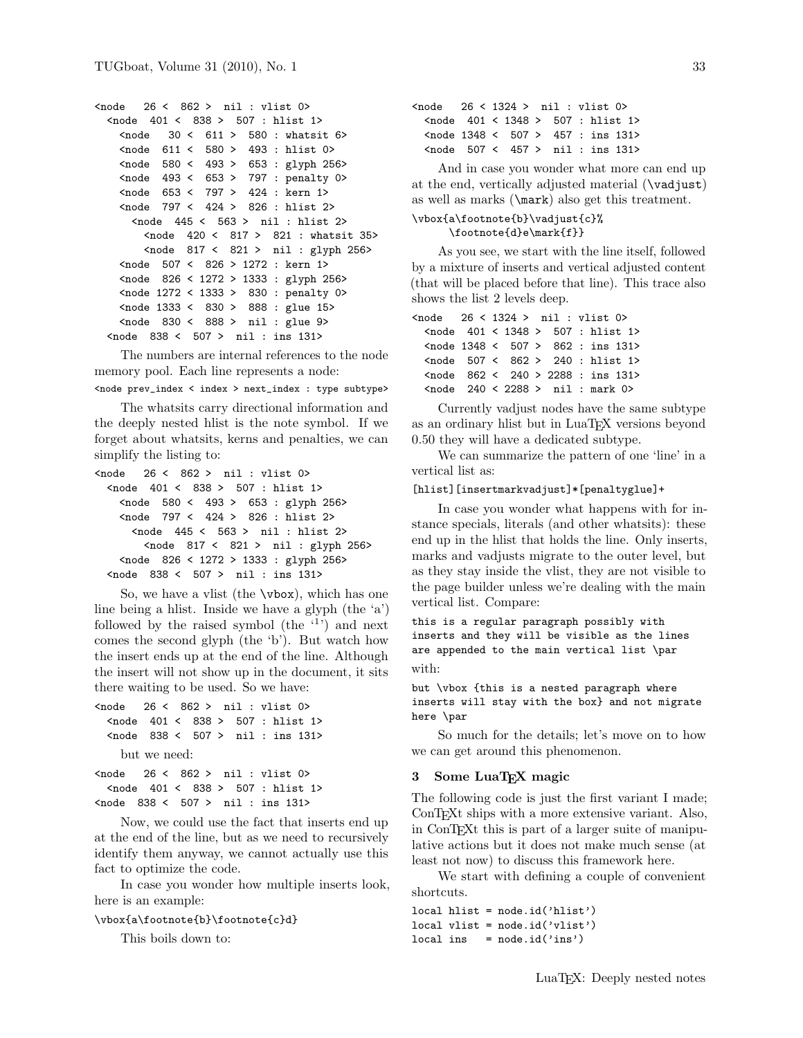```
<node   26 <  862 >  nil : vlist 0>
  <node  401 <  838 >  507 : hlist 1>
    <node   30 <  611 >  580 : whatsit 6>
    <node  611 <  580 >  493 : hlist 0>
    <node  580 <  493 >  653 : glyph 256>
    <node  493 <  653 >  797 : penalty 0>
    <node  653 <  797 >  424 : kern 1>
    <node  797 <  424 >  826 : hlist 2>
      <node  445 <  563 >  nil : hlist 2>
        <node  420 <  817 >  821 : whatsit 35>
        <node  817 <  821 >  nil : glyph 256>
    <node  507 <  826 > 1272 : kern 1>
    <node  826 < 1272 > 1333 : glyph 256>
    <node 1272 < 1333 >  830 : penalty 0>
    <node 1333 <  830 >  888 : glue 15>
    <node  830 <  888 >  nil : glue 9>
  <node  838 <  507 >  nil : ins 131>
```

The numbers are internal references to the node memory pool. Each line represents a node:

```
<node prev_index < index > next_index : type subtype>
```

The whatsits carry directional information and the deeply nested hlist is the note symbol. If we forget about whatsits, kerns and penalties, we can simplify the listing to:

```
<node   26 <  862 >  nil : vlist 0>
  <node  401 <  838 >  507 : hlist 1>
    <node  580 <  493 >  653 : glyph 256>
    <node  797 <  424 >  826 : hlist 2>
      <node  445 <  563 >  nil : hlist 2>
        <node  817 <  821 >  nil : glyph 256>
    <node  826 < 1272 > 1333 : glyph 256>
  <node  838 <  507 >  nil : ins 131>
```

So, we have a vlist (the `\vbox`), which has one line being a hlist. Inside we have a glyph (the 'a') followed by the raised symbol (the '1') and next comes the second glyph (the 'b'). But watch how the insert ends up at the end of the line. Although the insert will not show up in the document, it sits there waiting to be used. So we have:

```
<node   26 <  862 >  nil : vlist 0>
  <node  401 <  838 >  507 : hlist 1>
  <node  838 <  507 >  nil : ins 131>
```

but we need:

```
<node   26 <  862 >  nil : vlist 0>
  <node  401 <  838 >  507 : hlist 1>
<node  838 <  507 >  nil : ins 131>
```

Now, we could use the fact that inserts end up at the end of the line, but as we need to recursively identify them anyway, we cannot actually use this fact to optimize the code.

In case you wonder how multiple inserts look, here is an example:

```
\vbox{a\footnote{b}\footnote{c}d}
```

This boils down to:

```
<node   26 < 1324 >  nil : vlist 0>
  <node  401 < 1348 >  507 : hlist 1>
  <node 1348 <  507 >  457 : ins 131>
  <node  507 <  457 >  nil : ins 131>
```

And in case you wonder what more can end up at the end, vertically adjusted material (`\vadjust`) as well as marks (`\mark`) also get this treatment.

```
\vbox{a\footnote{b}\vadjust{c}%
     \footnote{d}e\mark{f}}
```

As you see, we start with the line itself, followed by a mixture of inserts and vertical adjusted content (that will be placed before that line). This trace also shows the list 2 levels deep.

```
<node   26 < 1324 >  nil : vlist 0>
  <node  401 < 1348 >  507 : hlist 1>
  <node 1348 <  507 >  862 : ins 131>
  <node  507 <  862 >  240 : hlist 1>
  <node  862 <  240 > 2288 : ins 131>
  <node  240 < 2288 >  nil : mark 0>
```

Currently vadjust nodes have the same subtype as an ordinary hlist but in LuaTEX versions beyond 0.50 they will have a dedicated subtype.

We can summarize the pattern of one 'line' in a vertical list as:

```
[hlist][insertmarkvadjust]*[penaltyglue]+
```

In case you wonder what happens with for instance specials, literals (and other whatsits): these end up in the hlist that holds the line. Only inserts, marks and vadjusts migrate to the outer level, but as they stay inside the vlist, they are not visible to the page builder unless we're dealing with the main vertical list. Compare:

```
this is a regular paragraph possibly with
inserts and they will be visible as the lines
are appended to the main vertical list \par
```

with:

```
but \vbox {this is a nested paragraph where
inserts will stay with the box} and not migrate
here \par
```

So much for the details; let's move on to how we can get around this phenomenon.

## 3 Some LuaTEX magic

The following code is just the first variant I made; ConTEXt ships with a more extensive variant. Also, in ConTEXt this is part of a larger suite of manipulative actions but it does not make much sense (at least not now) to discuss this framework here.

We start with defining a couple of convenient shortcuts.

```
local hlist = node.id('hlist')
local vlist = node.id('vlist')
local ins   = node.id('ins')
```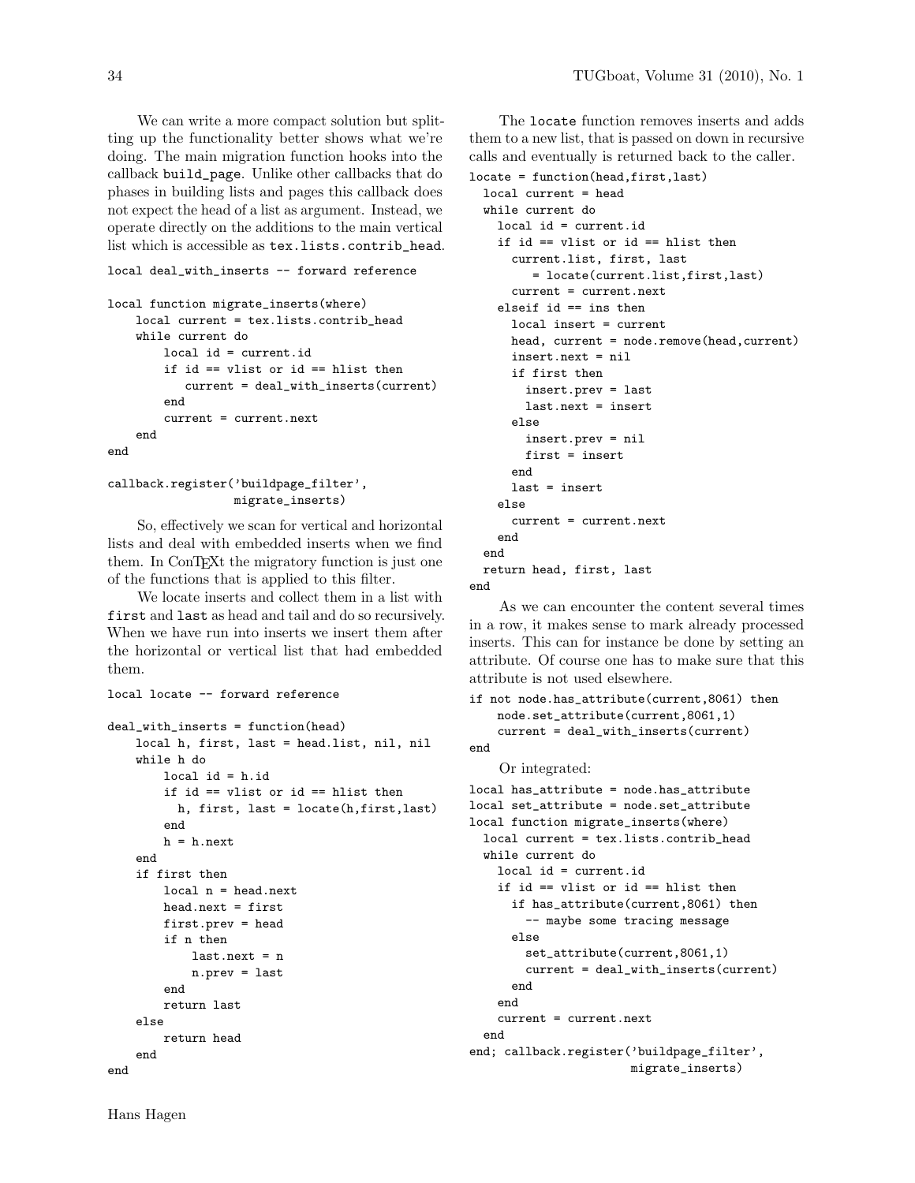We can write a more compact solution but splitting up the functionality better shows what we're doing. The main migration function hooks into the callback `build_page`. Unlike other callbacks that do phases in building lists and pages this callback does not expect the head of a list as argument. Instead, we operate directly on the additions to the main vertical list which is accessible as `tex.lists.contrib_head`.

```
local deal_with_inserts -- forward reference

local function migrate_inserts(where)
    local current = tex.lists.contrib_head
    while current do
        local id = current.id
        if id == vlist or id == hlist then
           current = deal_with_inserts(current)
        end
        current = current.next
    end
end

callback.register('buildpage_filter',
                  migrate_inserts)
```

So, effectively we scan for vertical and horizontal lists and deal with embedded inserts when we find them. In ConTEXt the migratory function is just one of the functions that is applied to this filter.

We locate inserts and collect them in a list with `first` and `last` as head and tail and do so recursively. When we have run into inserts we insert them after the horizontal or vertical list that had embedded them.

```
local locate -- forward reference

deal_with_inserts = function(head)
    local h, first, last = head.list, nil, nil
    while h do
        local id = h.id
        if id == vlist or id == hlist then
          h, first, last = locate(h,first,last)
        end
        h = h.next
    end
    if first then
        local n = head.next
        head.next = first
        first.prev = head
        if n then
            last.next = n
            n.prev = last
        end
        return last
    else
        return head
    end
end
```

The `locate` function removes inserts and adds them to a new list, that is passed on down in recursive calls and eventually is returned back to the caller.

```
locate = function(head,first,last)
  local current = head
  while current do
    local id = current.id
    if id == vlist or id == hlist then
      current.list, first, last
         = locate(current.list,first,last)
      current = current.next
    elseif id == ins then
      local insert = current
      head, current = node.remove(head,current)
      insert.next = nil
      if first then
        insert.prev = last
        last.next = insert
      else
        insert.prev = nil
        first = insert
      end
      last = insert
    else
      current = current.next
    end
  end
  return head, first, last
end
```

As we can encounter the content several times in a row, it makes sense to mark already processed inserts. This can for instance be done by setting an attribute. Of course one has to make sure that this attribute is not used elsewhere.

```
if not node.has_attribute(current,8061) then
    node.set_attribute(current,8061,1)
    current = deal_with_inserts(current)
end
```

Or integrated:

```
local has_attribute = node.has_attribute
local set_attribute = node.set_attribute
local function migrate_inserts(where)
  local current = tex.lists.contrib_head
  while current do
    local id = current.id
    if id == vlist or id == hlist then
      if has_attribute(current,8061) then
        -- maybe some tracing message
      else
        set_attribute(current,8061,1)
        current = deal_with_inserts(current)
      end
    end
    current = current.next
  end
end; callback.register('buildpage_filter',
                       migrate_inserts)
```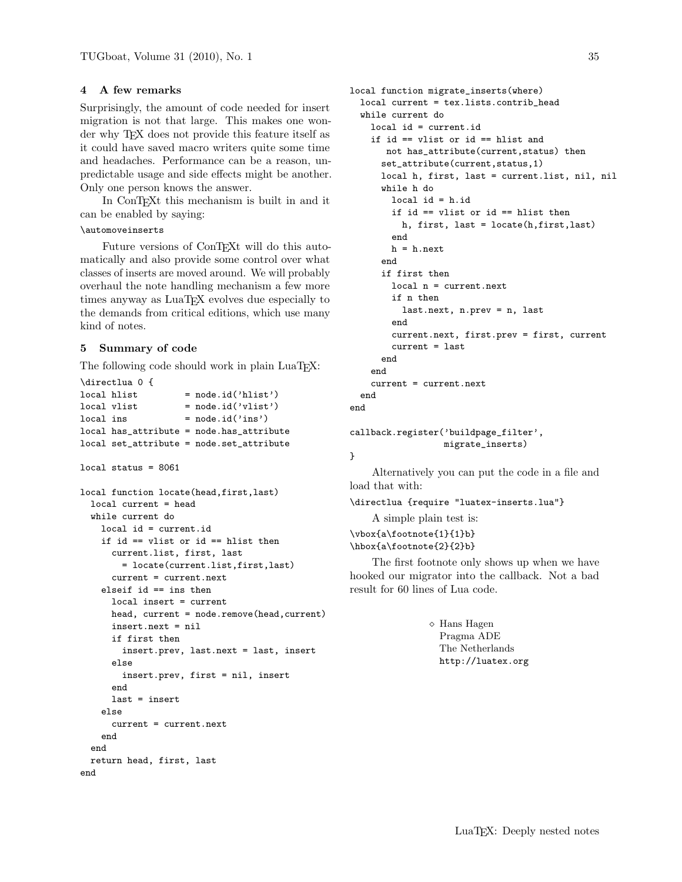## 4 A few remarks

Surprisingly, the amount of code needed for insert migration is not that large. This makes one wonder why TeX does not provide this feature itself as it could have saved macro writers quite some time and headaches. Performance can be a reason, unpredictable usage and side effects might be another. Only one person knows the answer.

In ConTeXt this mechanism is built in and it can be enabled by saying:

```
\automoveinserts
```

Future versions of ConTeXt will do this automatically and also provide some control over what classes of inserts are moved around. We will probably overhaul the note handling mechanism a few more times anyway as LuaTeX evolves due especially to the demands from critical editions, which use many kind of notes.

## 5 Summary of code

The following code should work in plain LuaTeX:

```
\directlua 0 {
local hlist         = node.id('hlist')
local vlist         = node.id('vlist')
local ins           = node.id('ins')
local has_attribute = node.has_attribute
local set_attribute = node.set_attribute

local status = 8061

local function locate(head,first,last)
  local current = head
  while current do
    local id = current.id
    if id == vlist or id == hlist then
      current.list, first, last
        = locate(current.list,first,last)
      current = current.next
    elseif id == ins then
      local insert = current
      head, current = node.remove(head,current)
      insert.next = nil
      if first then
        insert.prev, last.next = last, insert
      else
        insert.prev, first = nil, insert
      end
      last = insert
    else
      current = current.next
    end
  end
  return head, first, last
end

local function migrate_inserts(where)
  local current = tex.lists.contrib_head
  while current do
    local id = current.id
    if id == vlist or id == hlist and
       not has_attribute(current,status) then
      set_attribute(current,status,1)
      local h, first, last = current.list, nil, nil
      while h do
        local id = h.id
        if id == vlist or id == hlist then
          h, first, last = locate(h,first,last)
        end
        h = h.next
      end
      if first then
        local n = current.next
        if n then
          last.next, n.prev = n, last
        end
        current.next, first.prev = first, current
        current = last
      end
    end
    current = current.next
  end
end

callback.register('buildpage_filter',
                  migrate_inserts)
}
```

Alternatively you can put the code in a file and load that with:

```
\directlua {require "luatex-inserts.lua"}
```

A simple plain test is:

```
\vbox{a\footnote{1}{1}b}
\hbox{a\footnote{2}{2}b}
```

The first footnote only shows up when we have hooked our migrator into the callback. Not a bad result for 60 lines of Lua code.

⋄ Hans Hagen
Pragma ADE
The Netherlands
http://luatex.org